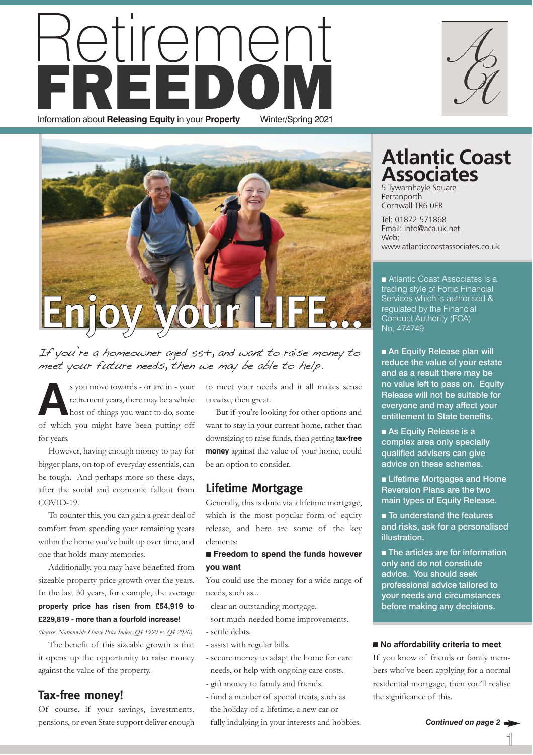# Retirement FREEDOM

Information about **Releasing Equity** in your **Property** Winter/Spring 2021

## Atlantic Coast Associates

5 Tywarnhayle Square
Perranporth
Cornwall TR6 0ER

Tel: 01872 571868
Email: info@aca.uk.net
Web:
www.atlanticcoastassociates.co.uk

■ Atlantic Coast Associates is a trading style of Fortic Financial Services which is authorised & regulated by the Financial Conduct Authority (FCA) No. 474749.

■ **An Equity Release plan will reduce the value of your estate and as a result there may be no value left to pass on. Equity Release will not be suitable for everyone and may affect your entitlement to State benefits.**

■ **As Equity Release is a complex area only specially qualified advisers can give advice on these schemes.**

■ **Lifetime Mortgages and Home Reversion Plans are the two main types of Equity Release.**

■ **To understand the features and risks, ask for a personalised illustration.**

■ **The articles are for information only and do not constitute advice. You should seek professional advice tailored to your needs and circumstances before making any decisions.**

# Enjoy your LIFE...

*If you're a homeowner aged 55+, and want to raise money to meet your future needs, then we may be able to help.*

As you move towards - or are in - your retirement years, there may be a whole host of things you want to do, some of which you might have been putting off for years.

However, having enough money to pay for bigger plans, on top of everyday essentials, can be tough. And perhaps more so these days, after the social and economic fallout from COVID-19.

To counter this, you can gain a great deal of comfort from spending your remaining years within the home you've built up over time, and one that holds many memories.

Additionally, you may have benefited from sizeable property price growth over the years. In the last 30 years, for example, the average **property price has risen from £54,919 to £229,819 - more than a fourfold increase!**

*(Source: Nationwide House Price Index, Q4 1990 vs. Q4 2020)*

The benefit of this sizeable growth is that it opens up the opportunity to raise money against the value of the property.

## Tax-free money!

Of course, if your savings, investments, pensions, or even State support deliver enough to meet your needs and it all makes sense taxwise, then great.

But if you're looking for other options and want to stay in your current home, rather than downsizing to raise funds, then getting **tax-free money** against the value of your home, could be an option to consider.

## Lifetime Mortgage

Generally, this is done via a lifetime mortgage, which is the most popular form of equity release, and here are some of the key elements:

### ■ Freedom to spend the funds however you want

You could use the money for a wide range of needs, such as...

- clear an outstanding mortgage.
- sort much-needed home improvements.
- settle debts.
- assist with regular bills.
- secure money to adapt the home for care needs, or help with ongoing care costs.
- gift money to family and friends.
- fund a number of special treats, such as the holiday-of-a-lifetime, a new car or fully indulging in your interests and hobbies.

### ■ No affordability criteria to meet

If you know of friends or family members who've been applying for a normal residential mortgage, then you'll realise the significance of this.

***Continued on page 2***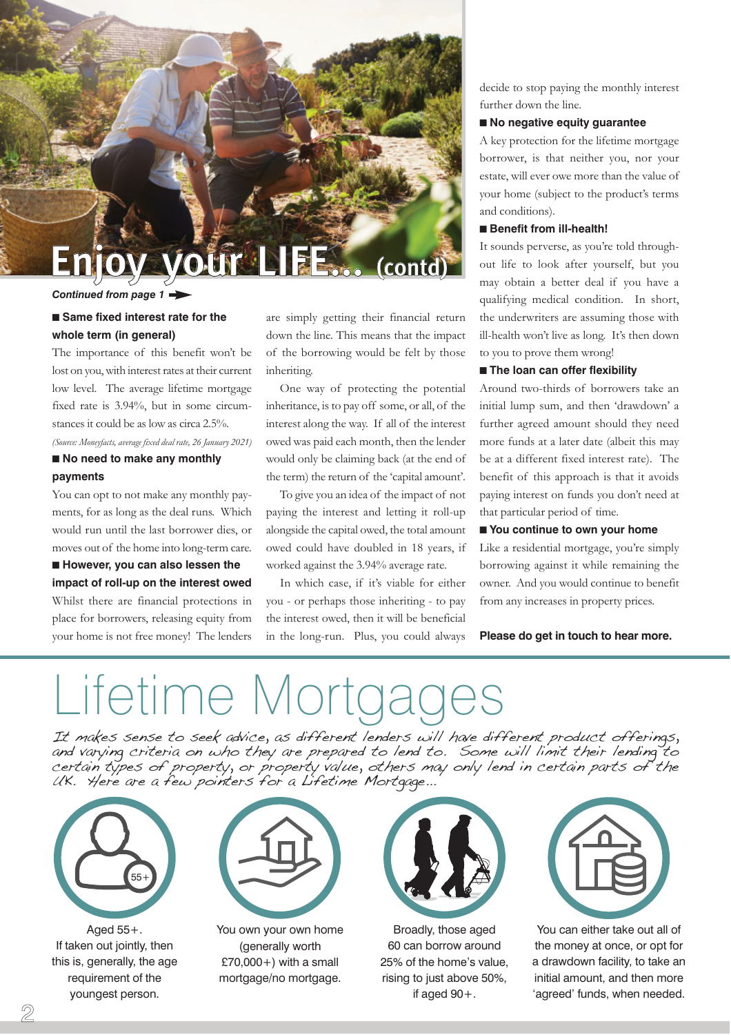# Enjoy your LIFE... (contd)

*Continued from page 1*

**Same fixed interest rate for the whole term (in general)**

The importance of this benefit won't be lost on you, with interest rates at their current low level. The average lifetime mortgage fixed rate is 3.94%, but in some circumstances it could be as low as circa 2.5%.

*(Source: Moneyfacts, average fixed deal rate, 26 January 2021)*

**No need to make any monthly payments**

You can opt to not make any monthly payments, for as long as the deal runs. Which would run until the last borrower dies, or moves out of the home into long-term care.

**However, you can also lessen the impact of roll-up on the interest owed**

Whilst there are financial protections in place for borrowers, releasing equity from your home is not free money! The lenders are simply getting their financial return down the line. This means that the impact of the borrowing would be felt by those inheriting.

One way of protecting the potential inheritance, is to pay off some, or all, of the interest along the way. If all of the interest owed was paid each month, then the lender would only be claiming back (at the end of the term) the return of the 'capital amount'.

To give you an idea of the impact of not paying the interest and letting it roll-up alongside the capital owed, the total amount owed could have doubled in 18 years, if worked against the 3.94% average rate.

In which case, if it's viable for either you - or perhaps those inheriting - to pay the interest owed, then it will be beneficial in the long-run. Plus, you could always decide to stop paying the monthly interest further down the line.

**No negative equity guarantee**

A key protection for the lifetime mortgage borrower, is that neither you, nor your estate, will ever owe more than the value of your home (subject to the product's terms and conditions).

**Benefit from ill-health!**

It sounds perverse, as you're told throughout life to look after yourself, but you may obtain a better deal if you have a qualifying medical condition. In short, the underwriters are assuming those with ill-health won't live as long. It's then down to you to prove them wrong!

**The loan can offer flexibility**

Around two-thirds of borrowers take an initial lump sum, and then 'drawdown' a further agreed amount should they need more funds at a later date (albeit this may be at a different fixed interest rate). The benefit of this approach is that it avoids paying interest on funds you don't need at that particular period of time.

**You continue to own your home**

Like a residential mortgage, you're simply borrowing against it while remaining the owner. And you would continue to benefit from any increases in property prices.

**Please do get in touch to hear more.**

# Lifetime Mortgages

*It makes sense to seek advice, as different lenders will have different product offerings, and varying criteria on who they are prepared to lend to. Some will limit their lending to certain types of property, or property value, others may only lend in certain parts of the UK. Here are a few pointers for a Lifetime Mortgage...*

Aged 55+. If taken out jointly, then this is, generally, the age requirement of the youngest person.

You own your own home (generally worth £70,000+) with a small mortgage/no mortgage.

Broadly, those aged 60 can borrow around 25% of the home's value, rising to just above 50%, if aged 90+.

You can either take out all of the money at once, or opt for a drawdown facility, to take an initial amount, and then more 'agreed' funds, when needed.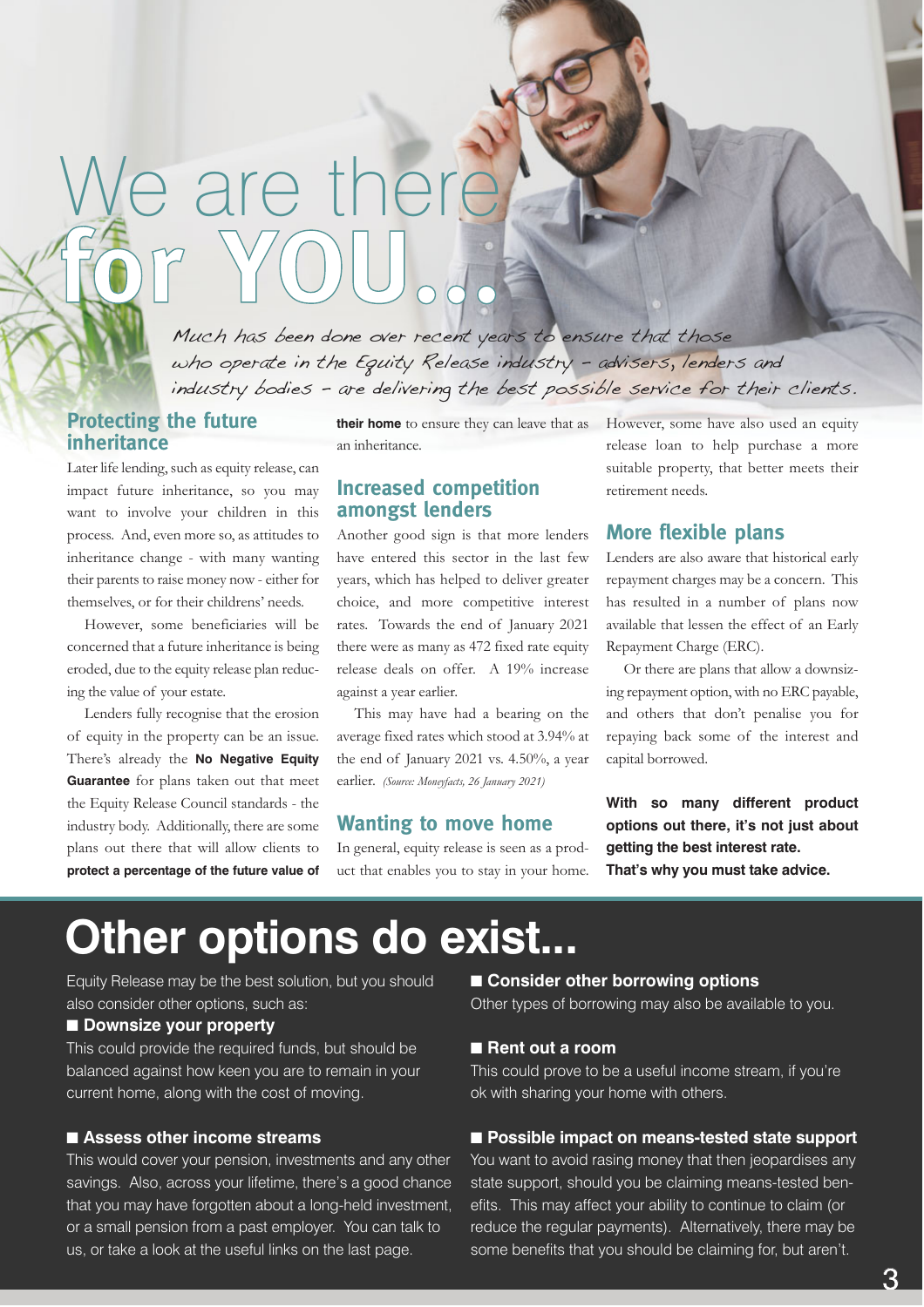# We are there for YOU...

*Much has been done over recent years to ensure that those who operate in the Equity Release industry – advisers, lenders and industry bodies – are delivering the best possible service for their clients.*

## Protecting the future inheritance

Later life lending, such as equity release, can impact future inheritance, so you may want to involve your children in this process. And, even more so, as attitudes to inheritance change - with many wanting their parents to raise money now - either for themselves, or for their childrens' needs.

However, some beneficiaries will be concerned that a future inheritance is being eroded, due to the equity release plan reducing the value of your estate.

Lenders fully recognise that the erosion of equity in the property can be an issue. There's already the **No Negative Equity Guarantee** for plans taken out that meet the Equity Release Council standards - the industry body. Additionally, there are some plans out there that will allow clients to **protect a percentage of the future value of their home** to ensure they can leave that as an inheritance.

## Increased competition amongst lenders

Another good sign is that more lenders have entered this sector in the last few years, which has helped to deliver greater choice, and more competitive interest rates. Towards the end of January 2021 there were as many as 472 fixed rate equity release deals on offer. A 19% increase against a year earlier.

This may have had a bearing on the average fixed rates which stood at 3.94% at the end of January 2021 vs. 4.50%, a year earlier. *(Source: Moneyfacts, 26 January 2021)*

## Wanting to move home

In general, equity release is seen as a product that enables you to stay in your home. However, some have also used an equity release loan to help purchase a more suitable property, that better meets their retirement needs.

## More flexible plans

Lenders are also aware that historical early repayment charges may be a concern. This has resulted in a number of plans now available that lessen the effect of an Early Repayment Charge (ERC).

Or there are plans that allow a downsizing repayment option, with no ERC payable, and others that don't penalise you for repaying back some of the interest and capital borrowed.

**With so many different product options out there, it's not just about getting the best interest rate. That's why you must take advice.**

# Other options do exist...

Equity Release may be the best solution, but you should also consider other options, such as:

### ■ Downsize your property

This could provide the required funds, but should be balanced against how keen you are to remain in your current home, along with the cost of moving.

### ■ Assess other income streams

This would cover your pension, investments and any other savings. Also, across your lifetime, there's a good chance that you may have forgotten about a long-held investment, or a small pension from a past employer. You can talk to us, or take a look at the useful links on the last page.

### ■ Consider other borrowing options

Other types of borrowing may also be available to you.

### ■ Rent out a room

This could prove to be a useful income stream, if you're ok with sharing your home with others.

### ■ Possible impact on means-tested state support

You want to avoid rasing money that then jeopardises any state support, should you be claiming means-tested benefits. This may affect your ability to continue to claim (or reduce the regular payments). Alternatively, there may be some benefits that you should be claiming for, but aren't.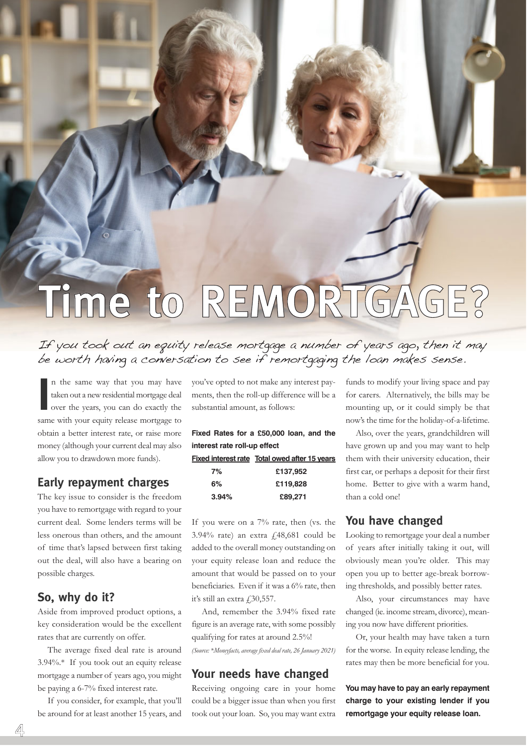# Time to REMORTGAGE?

*If you took out an equity release mortgage a number of years ago, then it may be worth having a conversation to see if remortgaging the loan makes sense.*

In the same way that you may have taken out a new residential mortgage deal over the years, you can do exactly the same with your equity release mortgage to obtain a better interest rate, or raise more money (although your current deal may also allow you to drawdown more funds).

## Early repayment charges

The key issue to consider is the freedom you have to remortgage with regard to your current deal. Some lenders terms will be less onerous than others, and the amount of time that's lapsed between first taking out the deal, will also have a bearing on possible charges.

## So, why do it?

Aside from improved product options, a key consideration would be the excellent rates that are currently on offer.

The average fixed deal rate is around 3.94%.* If you took out an equity release mortgage a number of years ago, you might be paying a 6-7% fixed interest rate.

If you consider, for example, that you'll be around for at least another 15 years, and you've opted to not make any interest payments, then the roll-up difference will be a substantial amount, as follows:

**Fixed Rates for a £50,000 loan, and the interest rate roll-up effect**

| Fixed interest rate | Total owed after 15 years |
|---|---|
| 7% | £137,952 |
| 6% | £119,828 |
| 3.94% | £89,271 |

If you were on a 7% rate, then (vs. the 3.94% rate) an extra £48,681 could be added to the overall money outstanding on your equity release loan and reduce the amount that would be passed on to your beneficiaries. Even if it was a 6% rate, then it's still an extra £30,557.

And, remember the 3.94% fixed rate figure is an average rate, with some possibly qualifying for rates at around 2.5%!

*(Source: \*Moneyfacts, average fixed deal rate, 26 January 2021)*

## Your needs have changed

Receiving ongoing care in your home could be a bigger issue than when you first took out your loan. So, you may want extra funds to modify your living space and pay for carers. Alternatively, the bills may be mounting up, or it could simply be that now's the time for the holiday-of-a-lifetime.

Also, over the years, grandchildren will have grown up and you may want to help them with their university education, their first car, or perhaps a deposit for their first home. Better to give with a warm hand, than a cold one!

## You have changed

Looking to remortgage your deal a number of years after initially taking it out, will obviously mean you're older. This may open you up to better age-break borrowing thresholds, and possibly better rates.

Also, your circumstances may have changed (ie. income stream, divorce), meaning you now have different priorities.

Or, your health may have taken a turn for the worse. In equity release lending, the rates may then be more beneficial for you.

**You may have to pay an early repayment charge to your existing lender if you remortgage your equity release loan.**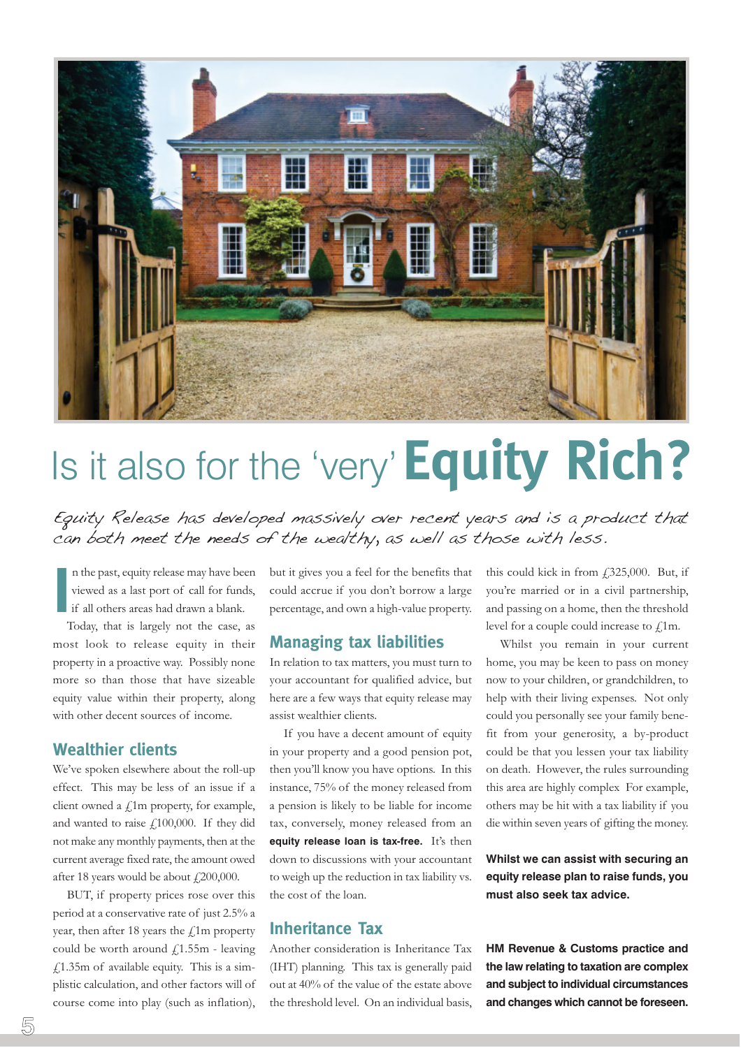# Is it also for the 'very' **Equity Rich?**

*Equity Release has developed massively over recent years and is a product that can both meet the needs of the wealthy, as well as those with less.*

In the past, equity release may have been viewed as a last port of call for funds, if all others areas had drawn a blank.

Today, that is largely not the case, as most look to release equity in their property in a proactive way. Possibly none more so than those that have sizeable equity value within their property, along with other decent sources of income.

## Wealthier clients

We've spoken elsewhere about the roll-up effect. This may be less of an issue if a client owned a £1m property, for example, and wanted to raise £100,000. If they did not make any monthly payments, then at the current average fixed rate, the amount owed after 18 years would be about £200,000.

BUT, if property prices rose over this period at a conservative rate of just 2.5% a year, then after 18 years the £1m property could be worth around £1.55m - leaving £1.35m of available equity. This is a simplistic calculation, and other factors will of course come into play (such as inflation), but it gives you a feel for the benefits that could accrue if you don't borrow a large percentage, and own a high-value property.

## Managing tax liabilities

In relation to tax matters, you must turn to your accountant for qualified advice, but here are a few ways that equity release may assist wealthier clients.

If you have a decent amount of equity in your property and a good pension pot, then you'll know you have options. In this instance, 75% of the money released from a pension is likely to be liable for income tax, conversely, money released from an **equity release loan is tax-free.** It's then down to discussions with your accountant to weigh up the reduction in tax liability vs. the cost of the loan.

## Inheritance Tax

Another consideration is Inheritance Tax (IHT) planning. This tax is generally paid out at 40% of the value of the estate above the threshold level. On an individual basis, this could kick in from £325,000. But, if you're married or in a civil partnership, and passing on a home, then the threshold level for a couple could increase to £1m.

Whilst you remain in your current home, you may be keen to pass on money now to your children, or grandchildren, to help with their living expenses. Not only could you personally see your family benefit from your generosity, a by-product could be that you lessen your tax liability on death. However, the rules surrounding this area are highly complex For example, others may be hit with a tax liability if you die within seven years of gifting the money.

**Whilst we can assist with securing an equity release plan to raise funds, you must also seek tax advice.**

**HM Revenue & Customs practice and the law relating to taxation are complex and subject to individual circumstances and changes which cannot be foreseen.**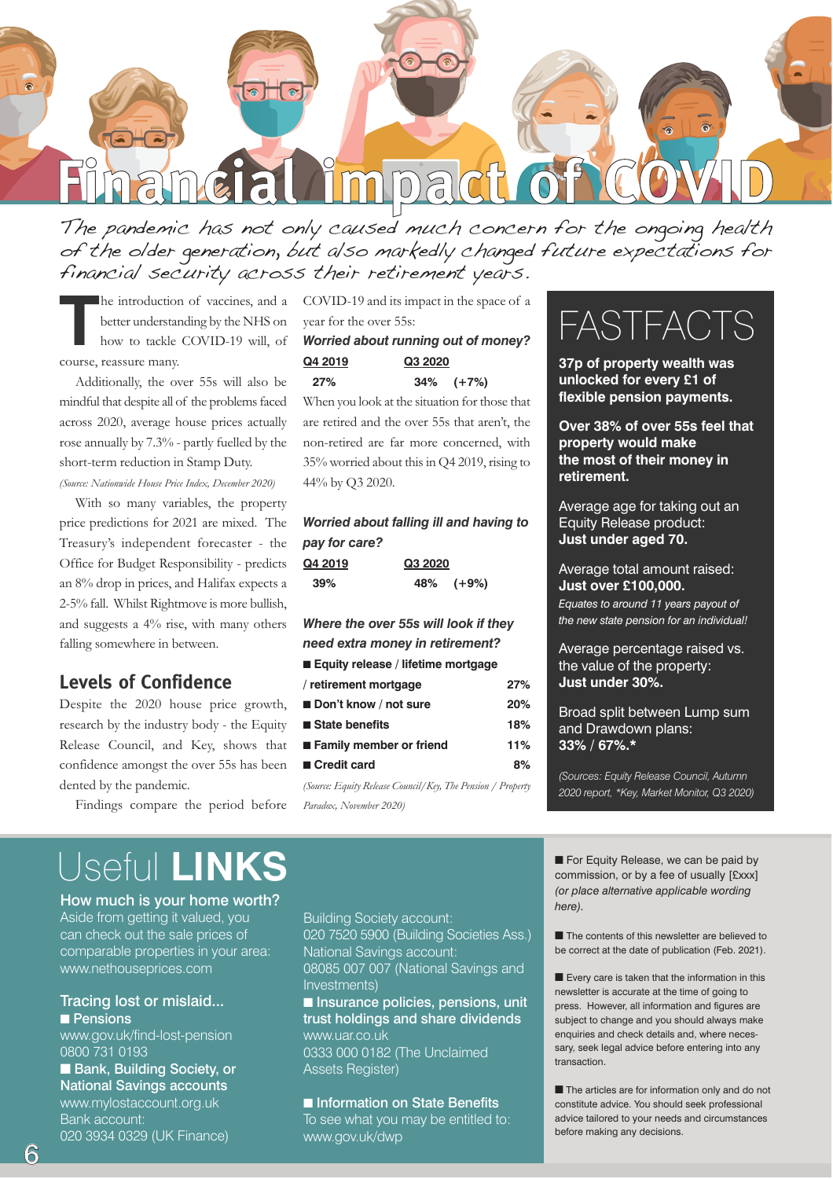# Financial impact of COVID

*The pandemic has not only caused much concern for the ongoing health of the older generation, but also markedly changed future expectations for financial security across their retirement years.*

The introduction of vaccines, and a better understanding by the NHS on how to tackle COVID-19 will, of course, reassure many.

Additionally, the over 55s will also be mindful that despite all of the problems faced across 2020, average house prices actually rose annually by 7.3% - partly fuelled by the short-term reduction in Stamp Duty.

*(Source: Nationwide House Price Index, December 2020)*

With so many variables, the property price predictions for 2021 are mixed. The Treasury's independent forecaster - the Office for Budget Responsibility - predicts an 8% drop in prices, and Halifax expects a 2-5% fall. Whilst Rightmove is more bullish, and suggests a 4% rise, with many others falling somewhere in between.

## Levels of Confidence

Despite the 2020 house price growth, research by the industry body - the Equity Release Council, and Key, shows that confidence amongst the over 55s has been dented by the pandemic.

Findings compare the period before COVID-19 and its impact in the space of a year for the over 55s:

***Worried about running out of money?***

| Q4 2019 | Q3 2020 | |
|---|---|---|
| 27% | 34% | (+7%) |

When you look at the situation for those that are retired and the over 55s that aren't, the non-retired are far more concerned, with 35% worried about this in Q4 2019, rising to 44% by Q3 2020.

***Worried about falling ill and having to pay for care?***

| Q4 2019 | Q3 2020 | |
|---|---|---|
| 39% | 48% | (+9%) |

***Where the over 55s will look if they need extra money in retirement?***

| | |
|---|---|
| Equity release / lifetime mortgage / retirement mortgage | 27% |
| Don't know / not sure | 20% |
| State benefits | 18% |
| Family member or friend | 11% |
| Credit card | 8% |

*(Source: Equity Release Council/Key, The Pension / Property Paradox, November 2020)*

## FASTFACTS

**37p of property wealth was unlocked for every £1 of flexible pension payments.**

**Over 38% of over 55s feel that property would make the most of their money in retirement.**

Average age for taking out an Equity Release product:
**Just under aged 70.**

Average total amount raised:
**Just over £100,000.**
*Equates to around 11 years payout of the new state pension for an individual!*

Average percentage raised vs. the value of the property:
**Just under 30%.**

Broad split between Lump sum and Drawdown plans:
**33% / 67%.***

*(Sources: Equity Release Council, Autumn 2020 report, *Key, Market Monitor, Q3 2020)*

## Useful LINKS

**How much is your home worth?**
Aside from getting it valued, you can check out the sale prices of comparable properties in your area:
www.nethouseprices.com

**Tracing lost or mislaid...**

- **Pensions**
  www.gov.uk/find-lost-pension
  0800 731 0193
- **Bank, Building Society, or National Savings accounts**
  www.mylostaccount.org.uk
  Bank account:
  020 3934 0329 (UK Finance)
  Building Society account:
  020 7520 5900 (Building Societies Ass.)
  National Savings account:
  08085 007 007 (National Savings and Investments)
- **Insurance policies, pensions, unit trust holdings and share dividends**
  www.uar.co.uk
  0333 000 0182 (The Unclaimed Assets Register)
- **Information on State Benefits**
  To see what you may be entitled to:
  www.gov.uk/dwp

- For Equity Release, we can be paid by commission, or by a fee of usually [£xxx] *(or place alternative applicable wording here)*.
- The contents of this newsletter are believed to be correct at the date of publication (Feb. 2021).
- Every care is taken that the information in this newsletter is accurate at the time of going to press. However, all information and figures are subject to change and you should always make enquiries and check details and, where necessary, seek legal advice before entering into any transaction.
- The articles are for information only and do not constitute advice. You should seek professional advice tailored to your needs and circumstances before making any decisions.